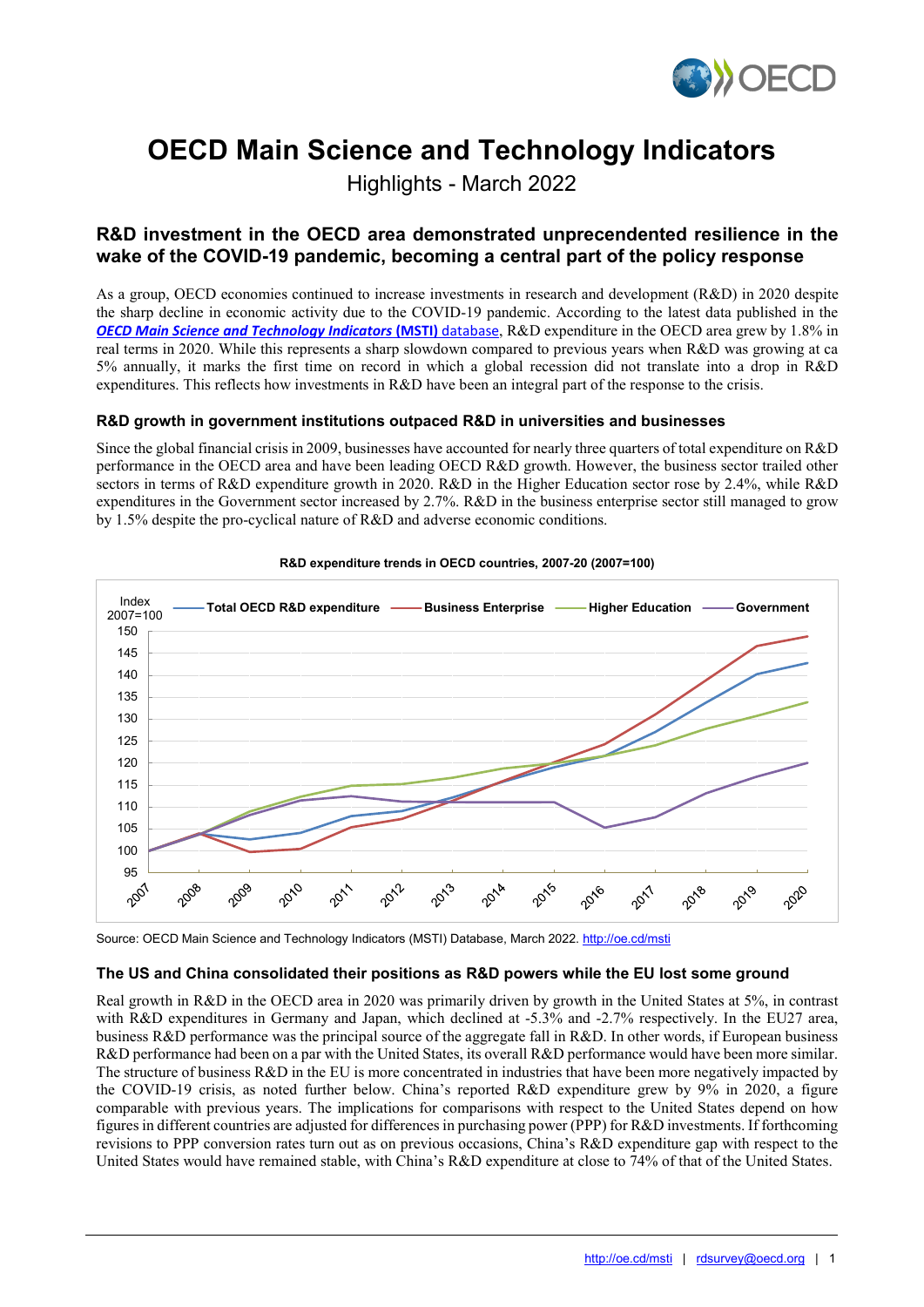# OECD Main Science and Technology Indicators

Highlights - March 2022

## R&D investment in the OECD area demonstrated unprecendented resilience in the wake of the COVID-19 pandemic, becoming a central part of the policy response

As a group, OECD economies continued to increase investments in research and development (R&D) in 2020 despite the sharp decline in economic activity due to the COVID-19 pandemic. According to the latest data published in the ***OECD Main Science and Technology Indicators* (MSTI) database**, R&D expenditure in the OECD area grew by 1.8% in real terms in 2020. While this represents a sharp slowdown compared to previous years when R&D was growing at ca 5% annually, it marks the first time on record in which a global recession did not translate into a drop in R&D expenditures. This reflects how investments in R&D have been an integral part of the response to the crisis.

### R&D growth in government institutions outpaced R&D in universities and businesses

Since the global financial crisis in 2009, businesses have accounted for nearly three quarters of total expenditure on R&D performance in the OECD area and have been leading OECD R&D growth. However, the business sector trailed other sectors in terms of R&D expenditure growth in 2020. R&D in the Higher Education sector rose by 2.4%, while R&D expenditures in the Government sector increased by 2.7%. R&D in the business enterprise sector still managed to grow by 1.5% despite the pro-cyclical nature of R&D and adverse economic conditions.

**R&D expenditure trends in OECD countries, 2007-20 (2007=100)**

Index 2007=100

Total OECD R&D expenditure | Business Enterprise | Higher Education | Government

150
145
140
135
130
125
120
115
110
105
100
95

2007 2008 2009 2010 2011 2012 2013 2014 2015 2016 2017 2018 2019 2020

Source: OECD Main Science and Technology Indicators (MSTI) Database, March 2022. http://oe.cd/msti

### The US and China consolidated their positions as R&D powers while the EU lost some ground

Real growth in R&D in the OECD area in 2020 was primarily driven by growth in the United States at 5%, in contrast with R&D expenditures in Germany and Japan, which declined at -5.3% and -2.7% respectively. In the EU27 area, business R&D performance was the principal source of the aggregate fall in R&D. In other words, if European business R&D performance had been on a par with the United States, its overall R&D performance would have been more similar. The structure of business R&D in the EU is more concentrated in industries that have been more negatively impacted by the COVID-19 crisis, as noted further below. China's reported R&D expenditure grew by 9% in 2020, a figure comparable with previous years. The implications for comparisons with respect to the United States depend on how figures in different countries are adjusted for differences in purchasing power (PPP) for R&D investments. If forthcoming revisions to PPP conversion rates turn out as on previous occasions, China's R&D expenditure gap with respect to the United States would have remained stable, with China's R&D expenditure at close to 74% of that of the United States.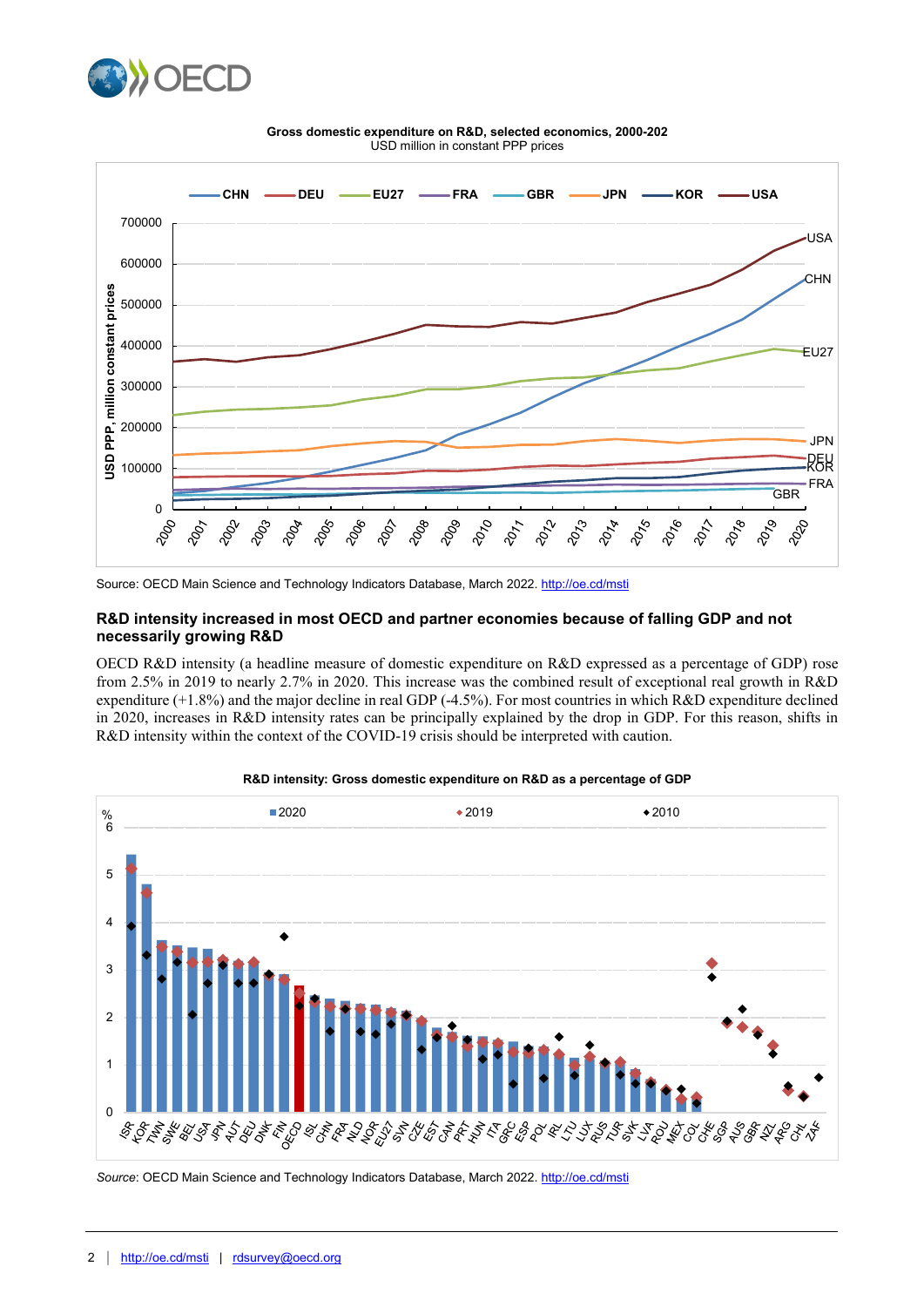**Gross domestic expenditure on R&D, selected economics, 2000-202**
USD million in constant PPP prices

CHN DEU EU27 FRA GBR JPN KOR USA

USD PPP, million constant prices

700000
600000
500000
400000
300000
200000
100000
0

2000 2001 2002 2003 2004 2005 2006 2007 2008 2009 2010 2011 2012 2013 2014 2015 2016 2017 2018 2019 2020

USA
CHN
EU27
JPN
DEU
KOR
FRA
GBR

Source: OECD Main Science and Technology Indicators Database, March 2022. http://oe.cd/msti

## R&D intensity increased in most OECD and partner economies because of falling GDP and not necessarily growing R&D

OECD R&D intensity (a headline measure of domestic expenditure on R&D expressed as a percentage of GDP) rose from 2.5% in 2019 to nearly 2.7% in 2020. This increase was the combined result of exceptional real growth in R&D expenditure (+1.8%) and the major decline in real GDP (-4.5%). For most countries in which R&D expenditure declined in 2020, increases in R&D intensity rates can be principally explained by the drop in GDP. For this reason, shifts in R&D intensity within the context of the COVID-19 crisis should be interpreted with caution.

**R&D intensity: Gross domestic expenditure on R&D as a percentage of GDP**

2020 2019 2010

%
6
5
4
3
2
1
0

ISR KOR TWN SWE BEL USA JPN AUT DEU DNK FIN OECD ISL CHN FRA NLD NOR EU27 SVN CZE EST CAN PRT HUN ITA GRC ESP POL IRL LTU LUX RUS TUR SVK LVA ROU MEX COL CHE SGP AUS GBR NZL ARG CHL ZAF

*Source*: OECD Main Science and Technology Indicators Database, March 2022. http://oe.cd/msti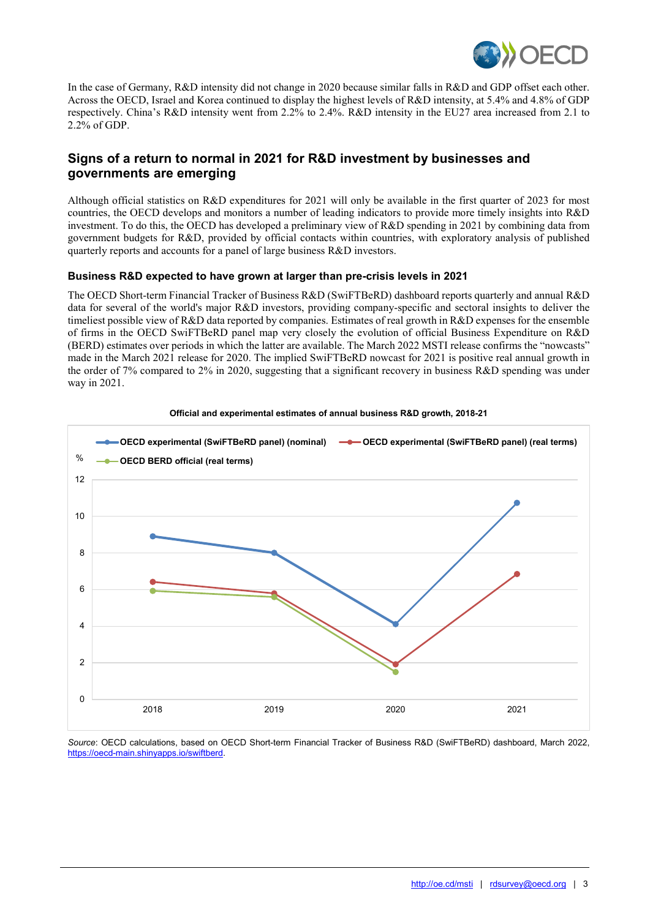In the case of Germany, R&D intensity did not change in 2020 because similar falls in R&D and GDP offset each other. Across the OECD, Israel and Korea continued to display the highest levels of R&D intensity, at 5.4% and 4.8% of GDP respectively. China's R&D intensity went from 2.2% to 2.4%. R&D intensity in the EU27 area increased from 2.1 to 2.2% of GDP.

## Signs of a return to normal in 2021 for R&D investment by businesses and governments are emerging

Although official statistics on R&D expenditures for 2021 will only be available in the first quarter of 2023 for most countries, the OECD develops and monitors a number of leading indicators to provide more timely insights into R&D investment. To do this, the OECD has developed a preliminary view of R&D spending in 2021 by combining data from government budgets for R&D, provided by official contacts within countries, with exploratory analysis of published quarterly reports and accounts for a panel of large business R&D investors.

### Business R&D expected to have grown at larger than pre-crisis levels in 2021

The OECD Short-term Financial Tracker of Business R&D (SwiFTBeRD) dashboard reports quarterly and annual R&D data for several of the world's major R&D investors, providing company-specific and sectoral insights to deliver the timeliest possible view of R&D data reported by companies. Estimates of real growth in R&D expenses for the ensemble of firms in the OECD SwiFTBeRD panel map very closely the evolution of official Business Expenditure on R&D (BERD) estimates over periods in which the latter are available. The March 2022 MSTI release confirms the "nowcasts" made in the March 2021 release for 2020. The implied SwiFTBeRD nowcast for 2021 is positive real annual growth in the order of 7% compared to 2% in 2020, suggesting that a significant recovery in business R&D spending was under way in 2021.

**Official and experimental estimates of annual business R&D growth, 2018-21**

OECD experimental (SwiFTBeRD panel) (nominal)
OECD experimental (SwiFTBeRD panel) (real terms)
OECD BERD official (real terms)

%
12
10
8
6
4
2
0

2018
2019
2020
2021

*Source*: OECD calculations, based on OECD Short-term Financial Tracker of Business R&D (SwiFTBeRD) dashboard, March 2022, https://oecd-main.shinyapps.io/swiftberd.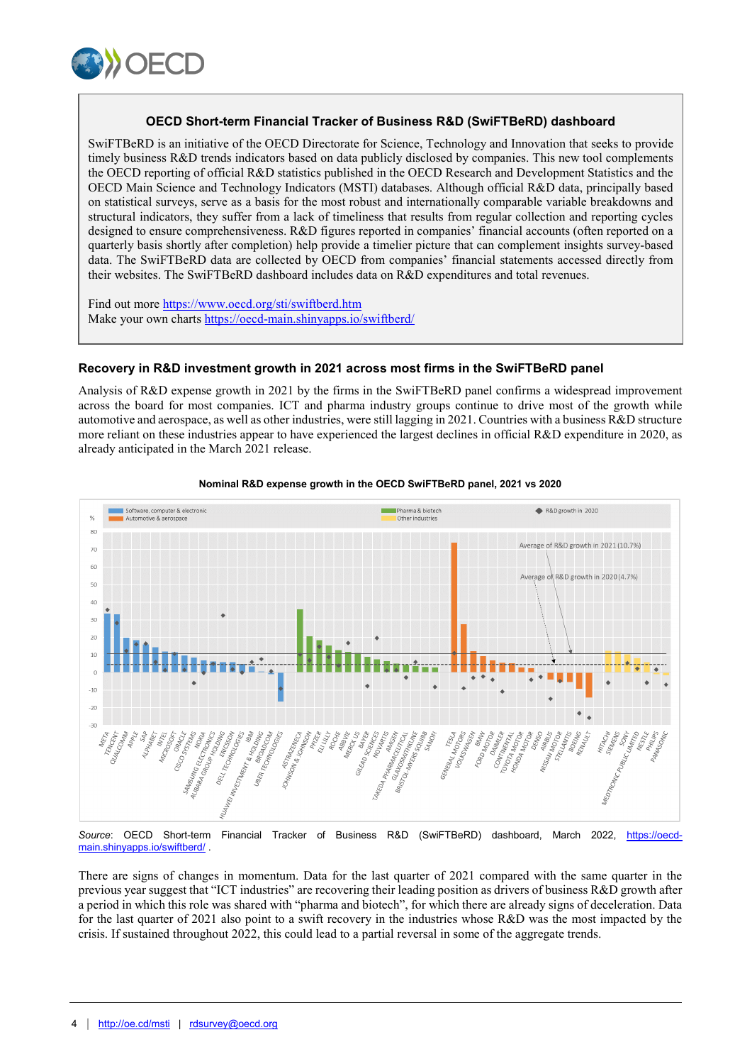### OECD Short-term Financial Tracker of Business R&D (SwiFTBeRD) dashboard

SwiFTBeRD is an initiative of the OECD Directorate for Science, Technology and Innovation that seeks to provide timely business R&D trends indicators based on data publicly disclosed by companies. This new tool complements the OECD reporting of official R&D statistics published in the OECD Research and Development Statistics and the OECD Main Science and Technology Indicators (MSTI) databases. Although official R&D data, principally based on statistical surveys, serve as a basis for the most robust and internationally comparable breakdowns and structural indicators, they suffer from a lack of timeliness that results from regular collection and reporting cycles designed to ensure comprehensiveness. R&D figures reported in companies' financial accounts (often reported on a quarterly basis shortly after completion) help provide a timelier picture that can complement insights survey-based data. The SwiFTBeRD data are collected by OECD from companies' financial statements accessed directly from their websites. The SwiFTBeRD dashboard includes data on R&D expenditures and total revenues.

Find out more https://www.oecd.org/sti/swiftberd.htm
Make your own charts https://oecd-main.shinyapps.io/swiftberd/

### Recovery in R&D investment growth in 2021 across most firms in the SwiFTBeRD panel

Analysis of R&D expense growth in 2021 by the firms in the SwiFTBeRD panel confirms a widespread improvement across the board for most companies. ICT and pharma industry groups continue to drive most of the growth while automotive and aerospace, as well as other industries, were still lagging in 2021. Countries with a business R&D structure more reliant on these industries appear to have experienced the largest declines in official R&D expenditure in 2020, as already anticipated in the March 2021 release.

**Nominal R&D expense growth in the OECD SwiFTBeRD panel, 2021 vs 2020**

Software, computer & electronic
Automotive & aerospace
Pharma & biotech
Other industries
R&D growth in 2020
%
Average of R&D growth in 2021 (10.7%)
Average of R&D growth in 2020 (4.7%)

META, TENCENT, QUALCOMM, APPLE, SAP, ALPHABET, INTEL, MICROSOFT, ORACLE, CISCO SYSTEMS, NOKIA, SAMSUNG ELECTRONICS, ALIBABA GROUP HOLDING, ERICSSON, DELL TECHNOLOGIES, IBM, HUAWEI INVESTMENT & HOLDING, BROADCOM, UBER TECHNOLOGIES, ASTRAZENECA, JOHNSON & JOHNSON, PFIZER, ELI LILLY, ROCHE, ABBVIE, MERCK US, BAYER, GILEAD SCIENCES, NOVARTIS, AMGEN, TAKEDA PHARMACEUTICAL, GLAXOSMITHKLINE, BRISTOL-MYERS SQUIBB, SANOFI, TESLA, GENERAL MOTORS, VOLKSWAGEN, BMW, FORD MOTOR, DAIMLER, CONTINENTAL, TOYOTA MOTOR, HONDA MOTOR, DENSO, AIRBUS, NISSAN MOTOR, STELLANTIS, BOEING, RENAULT, HITACHI, SIEMENS, SONY, MEDTRONIC PUBLIC LIMITED, NESTLE, PHILIPS, PANASONIC

*Source*: OECD Short-term Financial Tracker of Business R&D (SwiFTBeRD) dashboard, March 2022, https://oecd-main.shinyapps.io/swiftberd/ .

There are signs of changes in momentum. Data for the last quarter of 2021 compared with the same quarter in the previous year suggest that "ICT industries" are recovering their leading position as drivers of business R&D growth after a period in which this role was shared with "pharma and biotech", for which there are already signs of deceleration. Data for the last quarter of 2021 also point to a swift recovery in the industries whose R&D was the most impacted by the crisis. If sustained throughout 2022, this could lead to a partial reversal in some of the aggregate trends.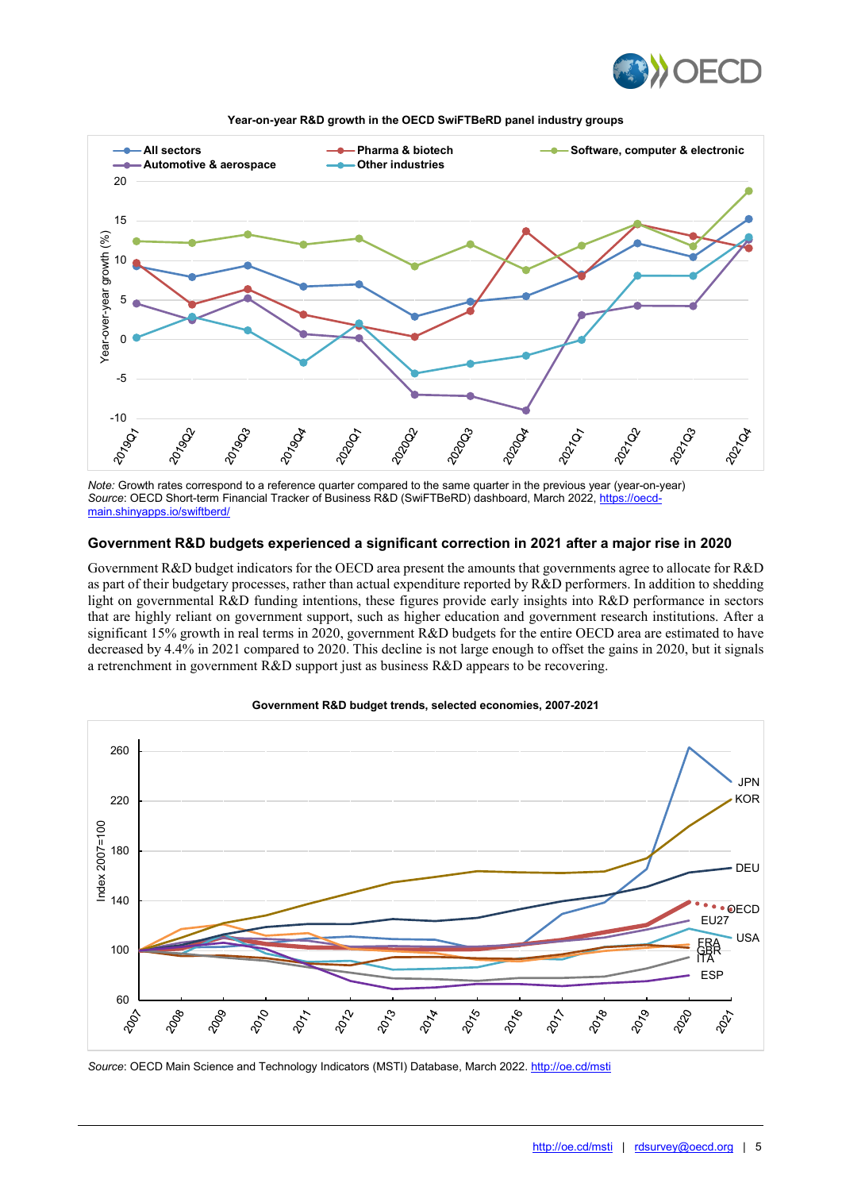**Year-on-year R&D growth in the OECD SwiFTBeRD panel industry groups**

All sectors
Pharma & biotech
Software, computer & electronic
Automotive & aerospace
Other industries

Year-over-year growth (%)

20
15
10
5
0
-5
-10

2019Q1
2019Q2
2019Q3
2019Q4
2020Q1
2020Q2
2020Q3
2020Q4
2021Q1
2021Q2
2021Q3
2021Q4

*Note:* Growth rates correspond to a reference quarter compared to the same quarter in the previous year (year-on-year)
*Source*: OECD Short-term Financial Tracker of Business R&D (SwiFTBeRD) dashboard, March 2022, https://oecd-main.shinyapps.io/swiftberd/

### Government R&D budgets experienced a significant correction in 2021 after a major rise in 2020

Government R&D budget indicators for the OECD area present the amounts that governments agree to allocate for R&D as part of their budgetary processes, rather than actual expenditure reported by R&D performers. In addition to shedding light on governmental R&D funding intentions, these figures provide early insights into R&D performance in sectors that are highly reliant on government support, such as higher education and government research institutions. After a significant 15% growth in real terms in 2020, government R&D budgets for the entire OECD area are estimated to have decreased by 4.4% in 2021 compared to 2020. This decline is not large enough to offset the gains in 2020, but it signals a retrenchment in government R&D support just as business R&D appears to be recovering.

**Government R&D budget trends, selected economies, 2007-2021**

Index 2007=100

260
220
180
140
100
60

2007
2008
2009
2010
2011
2012
2013
2014
2015
2016
2017
2018
2019
2020
2021

JPN
KOR
DEU
OECD
EU27
USA
FRA
GBR
ITA
ESP

*Source*: OECD Main Science and Technology Indicators (MSTI) Database, March 2022. http://oe.cd/msti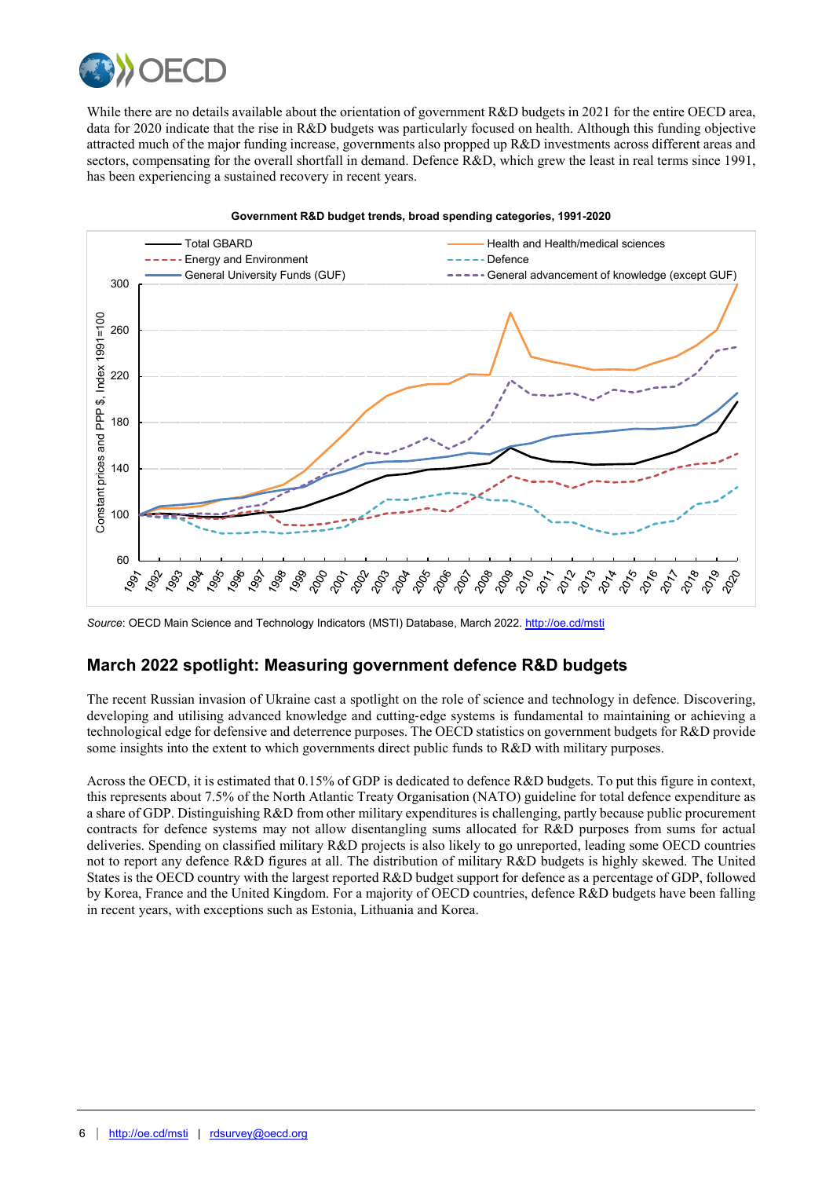While there are no details available about the orientation of government R&D budgets in 2021 for the entire OECD area, data for 2020 indicate that the rise in R&D budgets was particularly focused on health. Although this funding objective attracted much of the major funding increase, governments also propped up R&D investments across different areas and sectors, compensating for the overall shortfall in demand. Defence R&D, which grew the least in real terms since 1991, has been experiencing a sustained recovery in recent years.

**Government R&D budget trends, broad spending categories, 1991-2020**

Total GBARD
Energy and Environment
General University Funds (GUF)
Health and Health/medical sciences
Defence
General advancement of knowledge (except GUF)

Constant prices and PPP $, Index 1991=100

300
260
220
180
140
100
60

1991 1992 1993 1994 1995 1996 1997 1998 1999 2000 2001 2002 2003 2004 2005 2006 2007 2008 2009 2010 2011 2012 2013 2014 2015 2016 2017 2018 2019 2020

*Source*: OECD Main Science and Technology Indicators (MSTI) Database, March 2022. http://oe.cd/msti

## March 2022 spotlight: Measuring government defence R&D budgets

The recent Russian invasion of Ukraine cast a spotlight on the role of science and technology in defence. Discovering, developing and utilising advanced knowledge and cutting-edge systems is fundamental to maintaining or achieving a technological edge for defensive and deterrence purposes. The OECD statistics on government budgets for R&D provide some insights into the extent to which governments direct public funds to R&D with military purposes.

Across the OECD, it is estimated that 0.15% of GDP is dedicated to defence R&D budgets. To put this figure in context, this represents about 7.5% of the North Atlantic Treaty Organisation (NATO) guideline for total defence expenditure as a share of GDP. Distinguishing R&D from other military expenditures is challenging, partly because public procurement contracts for defence systems may not allow disentangling sums allocated for R&D purposes from sums for actual deliveries. Spending on classified military R&D projects is also likely to go unreported, leading some OECD countries not to report any defence R&D figures at all. The distribution of military R&D budgets is highly skewed. The United States is the OECD country with the largest reported R&D budget support for defence as a percentage of GDP, followed by Korea, France and the United Kingdom. For a majority of OECD countries, defence R&D budgets have been falling in recent years, with exceptions such as Estonia, Lithuania and Korea.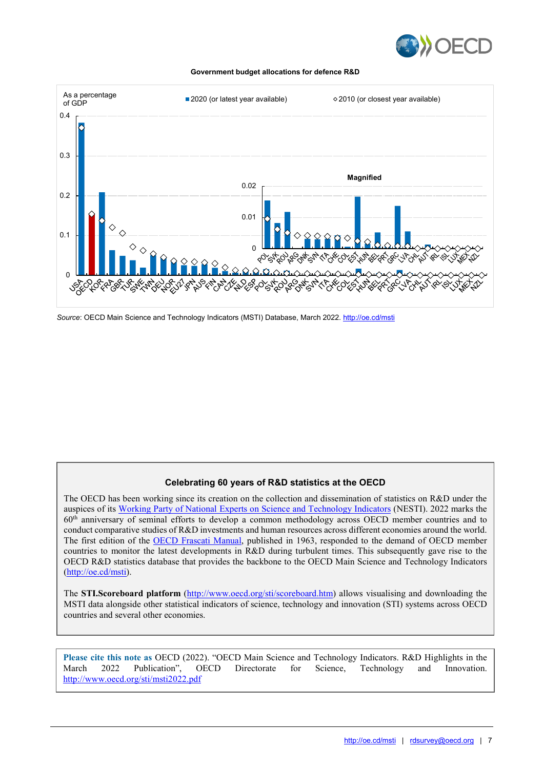**Government budget allocations for defence R&D**

As a percentage of GDP

■ 2020 (or latest year available) ◇ 2010 (or closest year available)

0.4
0.3
0.2
0.1
0

USA OECD KOR FRA GBR TUR SWE TWN DEU NOR EU27 JPN AUS FIN CAN CZE NLD ESP POL SVK ROU ARG DNK SVN ITA CHE COL EST HUN BEL PRT GRC LVA CHL AUT IRL ISL LUX MEX NZL

Magnified

0.02
0.01
0

POL SVK ROU ARG DNK SVN ITA CHE COL EST HUN BEL PRT GRC LVA CHL AUT IRL ISL LUX MEX NZL

*Source*: OECD Main Science and Technology Indicators (MSTI) Database, March 2022. http://oe.cd/msti

## Celebrating 60 years of R&D statistics at the OECD

The OECD has been working since its creation on the collection and dissemination of statistics on R&D under the auspices of its Working Party of National Experts on Science and Technology Indicators (NESTI). 2022 marks the 60th anniversary of seminal efforts to develop a common methodology across OECD member countries and to conduct comparative studies of R&D investments and human resources across different economies around the world. The first edition of the OECD Frascati Manual, published in 1963, responded to the demand of OECD member countries to monitor the latest developments in R&D during turbulent times. This subsequently gave rise to the OECD R&D statistics database that provides the backbone to the OECD Main Science and Technology Indicators (http://oe.cd/msti).

The **STI.Scoreboard platform** (http://www.oecd.org/sti/scoreboard.htm) allows visualising and downloading the MSTI data alongside other statistical indicators of science, technology and innovation (STI) systems across OECD countries and several other economies.

**Please cite this note as** OECD (2022). "OECD Main Science and Technology Indicators. R&D Highlights in the March 2022 Publication", OECD Directorate for Science, Technology and Innovation. http://www.oecd.org/sti/msti2022.pdf